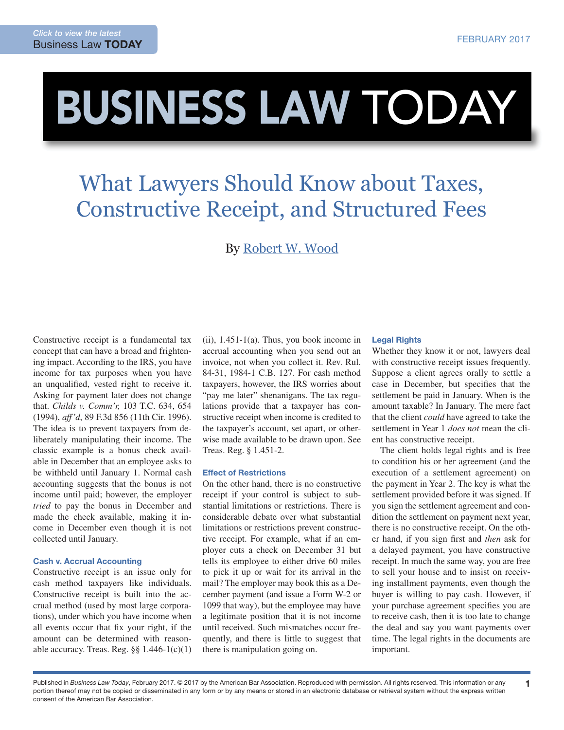# What Lawyers Should Know about Taxes, Constructive Receipt, and Structured Fees

By Robert W. Wood

Constructive receipt is a fundamental tax concept that can have a broad and frightening impact. According to the IRS, you have income for tax purposes when you have an unqualified, vested right to receive it. Asking for payment later does not change that. *Childs v. Comm'r,* 103 T.C. 634, 654 (1994), *aff'd*, 89 F.3d 856 (11th Cir. 1996). The idea is to prevent taxpayers from deliberately manipulating their income. The classic example is a bonus check available in December that an employee asks to be withheld until January 1. Normal cash accounting suggests that the bonus is not income until paid; however, the employer *tried* to pay the bonus in December and made the check available, making it income in December even though it is not collected until January.

### Cash v. Accrual Accounting

Constructive receipt is an issue only for cash method taxpayers like individuals. Constructive receipt is built into the accrual method (used by most large corporations), under which you have income when all events occur that fix your right, if the amount can be determined with reasonable accuracy. Treas. Reg. §§ 1.446-1(c)(1)(ii), 1.451-1(a). Thus, you book income in accrual accounting when you send out an invoice, not when you collect it. Rev. Rul. 84-31, 1984-1 C.B. 127. For cash method taxpayers, however, the IRS worries about "pay me later" shenanigans. The tax regulations provide that a taxpayer has constructive receipt when income is credited to the taxpayer's account, set apart, or otherwise made available to be drawn upon. See Treas. Reg. § 1.451-2.

### Effect of Restrictions

On the other hand, there is no constructive receipt if your control is subject to substantial limitations or restrictions. There is considerable debate over what substantial limitations or restrictions prevent constructive receipt. For example, what if an employer cuts a check on December 31 but tells its employee to either drive 60 miles to pick it up or wait for its arrival in the mail? The employer may book this as a December payment (and issue a Form W-2 or 1099 that way), but the employee may have a legitimate position that it is not income until received. Such mismatches occur frequently, and there is little to suggest that there is manipulation going on.

### Legal Rights

Whether they know it or not, lawyers deal with constructive receipt issues frequently. Suppose a client agrees orally to settle a case in December, but specifies that the settlement be paid in January. When is the amount taxable? In January. The mere fact that the client *could* have agreed to take the settlement in Year 1 *does not* mean the client has constructive receipt.

The client holds legal rights and is free to condition his or her agreement (and the execution of a settlement agreement) on the payment in Year 2. The key is what the settlement provided before it was signed. If you sign the settlement agreement and condition the settlement on payment next year, there is no constructive receipt. On the other hand, if you sign first and *then* ask for a delayed payment, you have constructive receipt. In much the same way, you are free to sell your house and to insist on receiving installment payments, even though the buyer is willing to pay cash. However, if your purchase agreement specifies you are to receive cash, then it is too late to change the deal and say you want payments over time. The legal rights in the documents are important.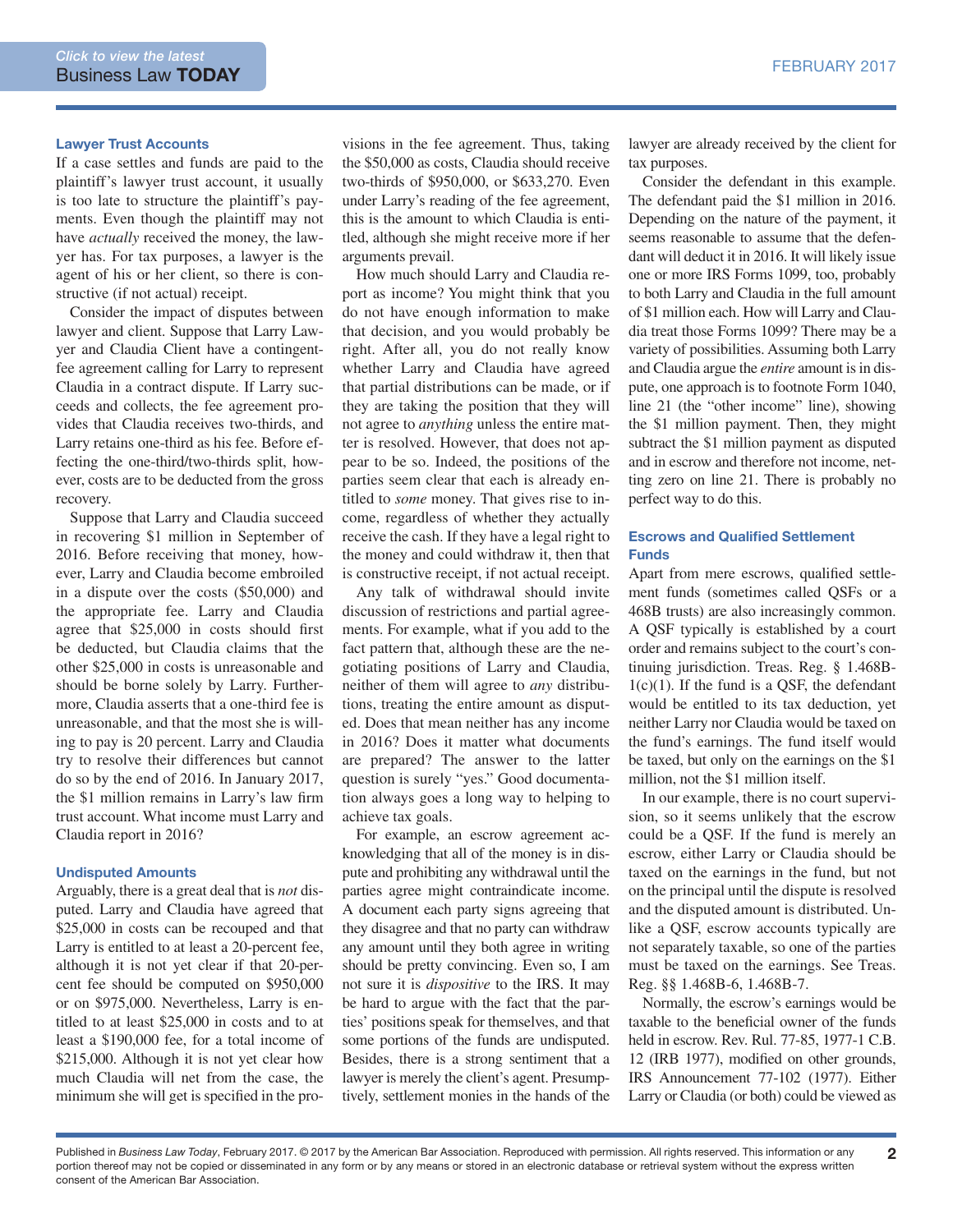### Lawyer Trust Accounts

If a case settles and funds are paid to the plaintiff's lawyer trust account, it usually is too late to structure the plaintiff's payments. Even though the plaintiff may not have *actually* received the money, the lawyer has. For tax purposes, a lawyer is the agent of his or her client, so there is constructive (if not actual) receipt.

Consider the impact of disputes between lawyer and client. Suppose that Larry Lawyer and Claudia Client have a contingent-fee agreement calling for Larry to represent Claudia in a contract dispute. If Larry succeeds and collects, the fee agreement provides that Claudia receives two-thirds, and Larry retains one-third as his fee. Before effecting the one-third/two-thirds split, however, costs are to be deducted from the gross recovery.

Suppose that Larry and Claudia succeed in recovering $1 million in September of 2016. Before receiving that money, however, Larry and Claudia become embroiled in a dispute over the costs ($50,000) and the appropriate fee. Larry and Claudia agree that $25,000 in costs should first be deducted, but Claudia claims that the other $25,000 in costs is unreasonable and should be borne solely by Larry. Furthermore, Claudia asserts that a one-third fee is unreasonable, and that the most she is willing to pay is 20 percent. Larry and Claudia try to resolve their differences but cannot do so by the end of 2016. In January 2017, the $1 million remains in Larry's law firm trust account. What income must Larry and Claudia report in 2016?

### Undisputed Amounts

Arguably, there is a great deal that is *not* disputed. Larry and Claudia have agreed that $25,000 in costs can be recouped and that Larry is entitled to at least a 20-percent fee, although it is not yet clear if that 20-percent fee should be computed on $950,000 or on $975,000. Nevertheless, Larry is entitled to at least $25,000 in costs and to at least a $190,000 fee, for a total income of $215,000. Although it is not yet clear how much Claudia will net from the case, the minimum she will get is specified in the provisions in the fee agreement. Thus, taking the $50,000 as costs, Claudia should receive two-thirds of $950,000, or $633,270. Even under Larry's reading of the fee agreement, this is the amount to which Claudia is entitled, although she might receive more if her arguments prevail.

How much should Larry and Claudia report as income? You might think that you do not have enough information to make that decision, and you would probably be right. After all, you do not really know whether Larry and Claudia have agreed that partial distributions can be made, or if they are taking the position that they will not agree to *anything* unless the entire matter is resolved. However, that does not appear to be so. Indeed, the positions of the parties seem clear that each is already entitled to *some* money. That gives rise to income, regardless of whether they actually receive the cash. If they have a legal right to the money and could withdraw it, then that is constructive receipt, if not actual receipt.

Any talk of withdrawal should invite discussion of restrictions and partial agreements. For example, what if you add to the fact pattern that, although these are the negotiating positions of Larry and Claudia, neither of them will agree to *any* distributions, treating the entire amount as disputed. Does that mean neither has any income in 2016? Does it matter what documents are prepared? The answer to the latter question is surely "yes." Good documentation always goes a long way to helping to achieve tax goals.

For example, an escrow agreement acknowledging that all of the money is in dispute and prohibiting any withdrawal until the parties agree might contraindicate income. A document each party signs agreeing that they disagree and that no party can withdraw any amount until they both agree in writing should be pretty convincing. Even so, I am not sure it is *dispositive* to the IRS. It may be hard to argue with the fact that the parties' positions speak for themselves, and that some portions of the funds are undisputed. Besides, there is a strong sentiment that a lawyer is merely the client's agent. Presumptively, settlement monies in the hands of the lawyer are already received by the client for tax purposes.

Consider the defendant in this example. The defendant paid the $1 million in 2016. Depending on the nature of the payment, it seems reasonable to assume that the defendant will deduct it in 2016. It will likely issue one or more IRS Forms 1099, too, probably to both Larry and Claudia in the full amount of $1 million each. How will Larry and Claudia treat those Forms 1099? There may be a variety of possibilities. Assuming both Larry and Claudia argue the *entire* amount is in dispute, one approach is to footnote Form 1040, line 21 (the "other income" line), showing the $1 million payment. Then, they might subtract the $1 million payment as disputed and in escrow and therefore not income, netting zero on line 21. There is probably no perfect way to do this.

### Escrows and Qualified Settlement Funds

Apart from mere escrows, qualified settlement funds (sometimes called QSFs or a 468B trusts) are also increasingly common. A QSF typically is established by a court order and remains subject to the court's continuing jurisdiction. Treas. Reg. § 1.468B-1(c)(1). If the fund is a QSF, the defendant would be entitled to its tax deduction, yet neither Larry nor Claudia would be taxed on the fund's earnings. The fund itself would be taxed, but only on the earnings on the $1 million, not the $1 million itself.

In our example, there is no court supervision, so it seems unlikely that the escrow could be a QSF. If the fund is merely an escrow, either Larry or Claudia should be taxed on the earnings in the fund, but not on the principal until the dispute is resolved and the disputed amount is distributed. Unlike a QSF, escrow accounts typically are not separately taxable, so one of the parties must be taxed on the earnings. See Treas. Reg. §§ 1.468B-6, 1.468B-7.

Normally, the escrow's earnings would be taxable to the beneficial owner of the funds held in escrow. Rev. Rul. 77-85, 1977-1 C.B. 12 (IRB 1977), modified on other grounds, IRS Announcement 77-102 (1977). Either Larry or Claudia (or both) could be viewed as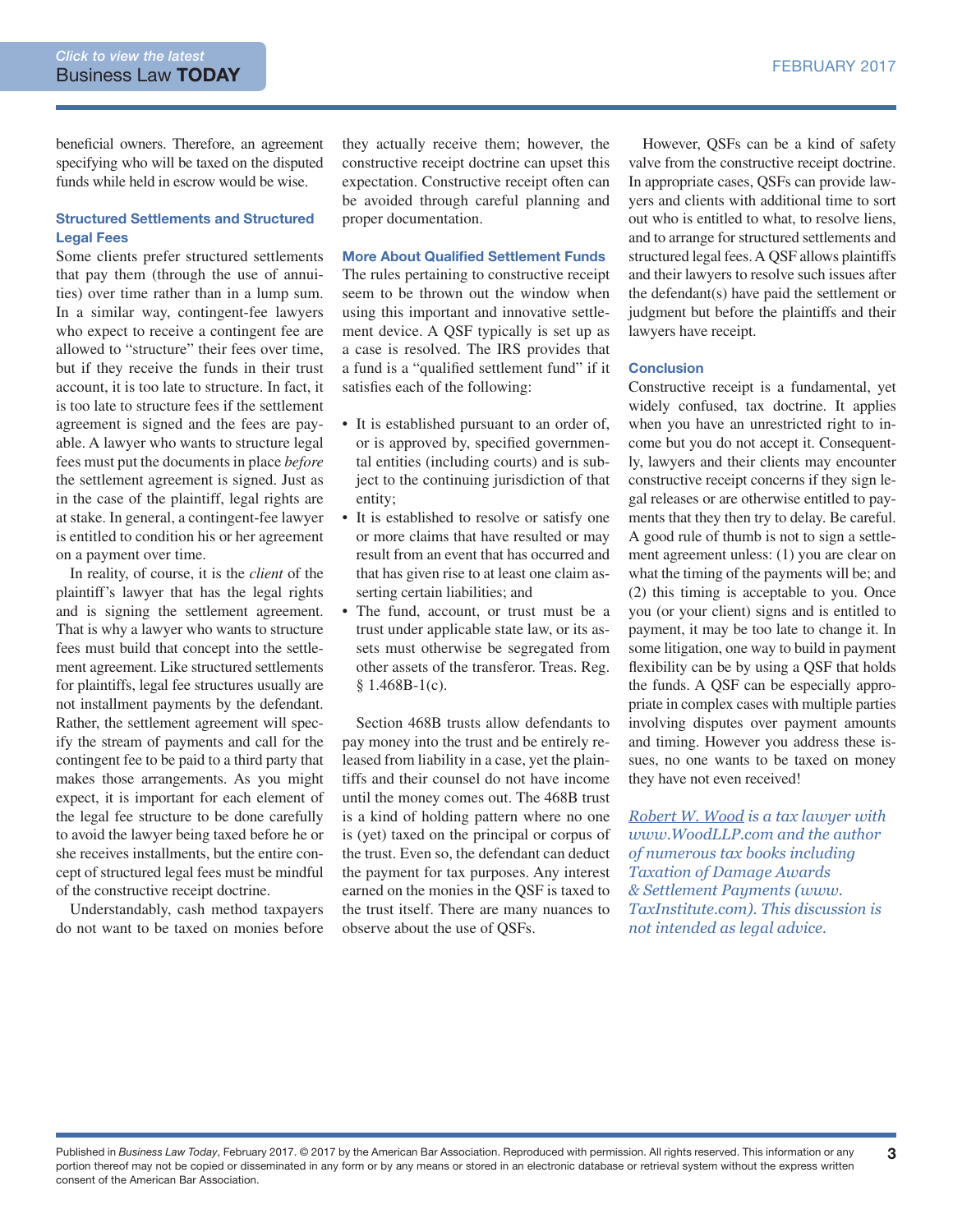beneficial owners. Therefore, an agreement specifying who will be taxed on the disputed funds while held in escrow would be wise.

### Structured Settlements and Structured Legal Fees

Some clients prefer structured settlements that pay them (through the use of annuities) over time rather than in a lump sum. In a similar way, contingent-fee lawyers who expect to receive a contingent fee are allowed to "structure" their fees over time, but if they receive the funds in their trust account, it is too late to structure. In fact, it is too late to structure fees if the settlement agreement is signed and the fees are payable. A lawyer who wants to structure legal fees must put the documents in place *before* the settlement agreement is signed. Just as in the case of the plaintiff, legal rights are at stake. In general, a contingent-fee lawyer is entitled to condition his or her agreement on a payment over time.

In reality, of course, it is the *client* of the plaintiff's lawyer that has the legal rights and is signing the settlement agreement. That is why a lawyer who wants to structure fees must build that concept into the settlement agreement. Like structured settlements for plaintiffs, legal fee structures usually are not installment payments by the defendant. Rather, the settlement agreement will specify the stream of payments and call for the contingent fee to be paid to a third party that makes those arrangements. As you might expect, it is important for each element of the legal fee structure to be done carefully to avoid the lawyer being taxed before he or she receives installments, but the entire concept of structured legal fees must be mindful of the constructive receipt doctrine.

Understandably, cash method taxpayers do not want to be taxed on monies before they actually receive them; however, the constructive receipt doctrine can upset this expectation. Constructive receipt often can be avoided through careful planning and proper documentation.

### More About Qualified Settlement Funds

The rules pertaining to constructive receipt seem to be thrown out the window when using this important and innovative settlement device. A QSF typically is set up as a case is resolved. The IRS provides that a fund is a "qualified settlement fund" if it satisfies each of the following:

- It is established pursuant to an order of, or is approved by, specified governmental entities (including courts) and is subject to the continuing jurisdiction of that entity;
- It is established to resolve or satisfy one or more claims that have resulted or may result from an event that has occurred and that has given rise to at least one claim asserting certain liabilities; and
- The fund, account, or trust must be a trust under applicable state law, or its assets must otherwise be segregated from other assets of the transferor. Treas. Reg. § 1.468B-1(c).

Section 468B trusts allow defendants to pay money into the trust and be entirely released from liability in a case, yet the plaintiffs and their counsel do not have income until the money comes out. The 468B trust is a kind of holding pattern where no one is (yet) taxed on the principal or corpus of the trust. Even so, the defendant can deduct the payment for tax purposes. Any interest earned on the monies in the QSF is taxed to the trust itself. There are many nuances to observe about the use of QSFs.

However, QSFs can be a kind of safety valve from the constructive receipt doctrine. In appropriate cases, QSFs can provide lawyers and clients with additional time to sort out who is entitled to what, to resolve liens, and to arrange for structured settlements and structured legal fees. A QSF allows plaintiffs and their lawyers to resolve such issues after the defendant(s) have paid the settlement or judgment but before the plaintiffs and their lawyers have receipt.

### Conclusion

Constructive receipt is a fundamental, yet widely confused, tax doctrine. It applies when you have an unrestricted right to income but you do not accept it. Consequently, lawyers and their clients may encounter constructive receipt concerns if they sign legal releases or are otherwise entitled to payments that they then try to delay. Be careful. A good rule of thumb is not to sign a settlement agreement unless: (1) you are clear on what the timing of the payments will be; and (2) this timing is acceptable to you. Once you (or your client) signs and is entitled to payment, it may be too late to change it. In some litigation, one way to build in payment flexibility can be by using a QSF that holds the funds. A QSF can be especially appropriate in complex cases with multiple parties involving disputes over payment amounts and timing. However you address these issues, no one wants to be taxed on money they have not even received!

*Robert W. Wood is a tax lawyer with www.WoodLLP.com and the author of numerous tax books including Taxation of Damage Awards & Settlement Payments (www.TaxInstitute.com). This discussion is not intended as legal advice.*

Published in *Business Law Today*, February 2017. © 2017 by the American Bar Association. Reproduced with permission. All rights reserved. This information or any portion thereof may not be copied or disseminated in any form or by any means or stored in an electronic database or retrieval system without the express written consent of the American Bar Association.